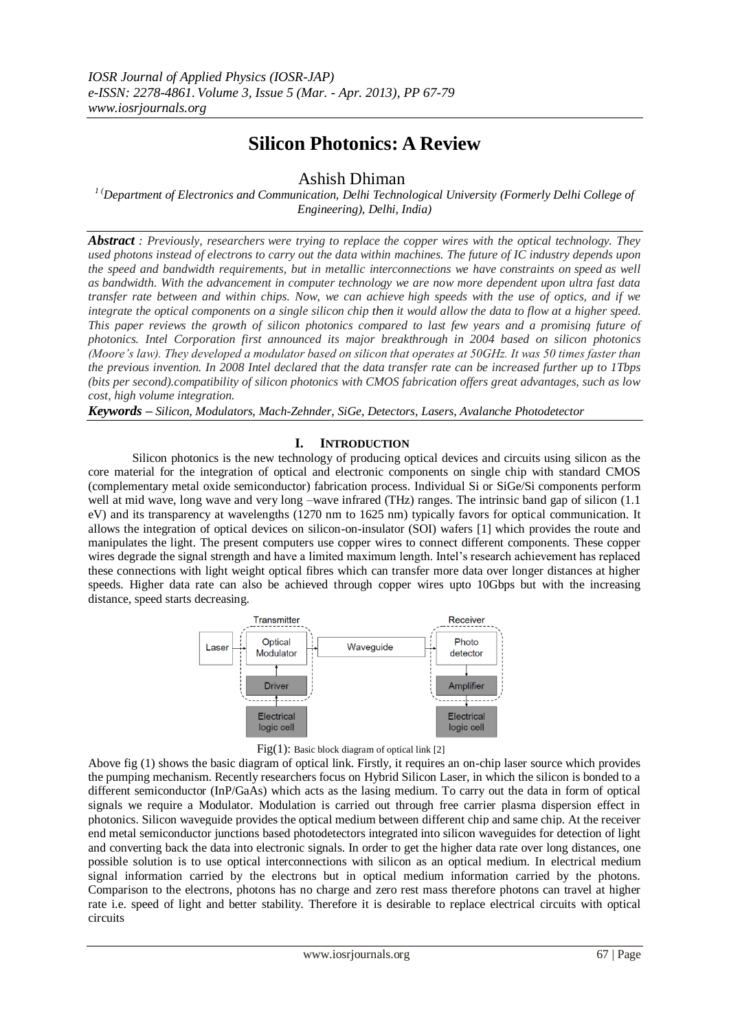# Silicon Photonics: A Review

Ashish Dhiman

[1] (Department of Electronics and Communication, Delhi Technological University (Formerly Delhi College of Engineering), Delhi, India)

***Abstract*** *: Previously, researchers were trying to replace the copper wires with the optical technology. They used photons instead of electrons to carry out the data within machines. The future of IC industry depends upon the speed and bandwidth requirements, but in metallic interconnections we have constraints on speed as well as bandwidth. With the advancement in computer technology we are now more dependent upon ultra fast data transfer rate between and within chips. Now, we can achieve high speeds with the use of optics, and if we integrate the optical components on a single silicon chip then it would allow the data to flow at a higher speed. This paper reviews the growth of silicon photonics compared to last few years and a promising future of photonics. Intel Corporation first announced its major breakthrough in 2004 based on silicon photonics (Moore's law). They developed a modulator based on silicon that operates at 50GHz. It was 50 times faster than the previous invention. In 2008 Intel declared that the data transfer rate can be increased further up to 1Tbps (bits per second).compatibility of silicon photonics with CMOS fabrication offers great advantages, such as low cost, high volume integration.*

***Keywords*** *– Silicon, Modulators, Mach-Zehnder, SiGe, Detectors, Lasers, Avalanche Photodetector*

## I. Introduction

Silicon photonics is the new technology of producing optical devices and circuits using silicon as the core material for the integration of optical and electronic components on single chip with standard CMOS (complementary metal oxide semiconductor) fabrication process. Individual Si or SiGe/Si components perform well at mid wave, long wave and very long –wave infrared (THz) ranges. The intrinsic band gap of silicon (1.1 eV) and its transparency at wavelengths (1270 nm to 1625 nm) typically favors for optical communication. It allows the integration of optical devices on silicon-on-insulator (SOI) wafers [1] which provides the route and manipulates the light. The present computers use copper wires to connect different components. These copper wires degrade the signal strength and have a limited maximum length. Intel's research achievement has replaced these connections with light weight optical fibres which can transfer more data over longer distances at higher speeds. Higher data rate can also be achieved through copper wires upto 10Gbps but with the increasing distance, speed starts decreasing.

Transmitter: Laser → Optical Modulator (Driver, Electrical logic cell) → Waveguide → Receiver: Photo detector → Amplifier → Electrical logic cell

Fig(1): Basic block diagram of optical link [2]

Above fig (1) shows the basic diagram of optical link. Firstly, it requires an on-chip laser source which provides the pumping mechanism. Recently researchers focus on Hybrid Silicon Laser, in which the silicon is bonded to a different semiconductor (InP/GaAs) which acts as the lasing medium. To carry out the data in form of optical signals we require a Modulator. Modulation is carried out through free carrier plasma dispersion effect in photonics. Silicon waveguide provides the optical medium between different chip and same chip. At the receiver end metal semiconductor junctions based photodetectors integrated into silicon waveguides for detection of light and converting back the data into electronic signals. In order to get the higher data rate over long distances, one possible solution is to use optical interconnections with silicon as an optical medium. In electrical medium signal information carried by the electrons but in optical medium information carried by the photons. Comparison to the electrons, photons has no charge and zero rest mass therefore photons can travel at higher rate i.e. speed of light and better stability. Therefore it is desirable to replace electrical circuits with optical circuits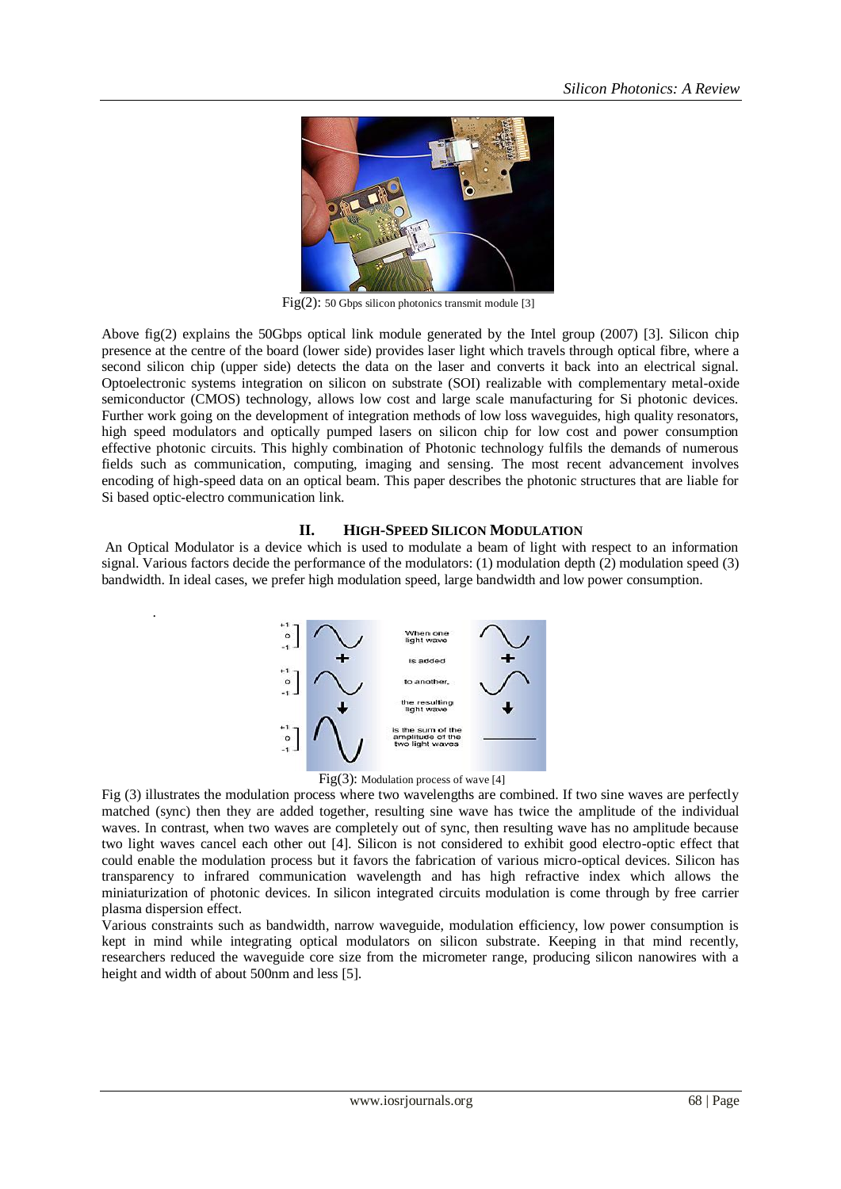Fig(2): 50 Gbps silicon photonics transmit module [3]

Above fig(2) explains the 50Gbps optical link module generated by the Intel group (2007) [3]. Silicon chip presence at the centre of the board (lower side) provides laser light which travels through optical fibre, where a second silicon chip (upper side) detects the data on the laser and converts it back into an electrical signal. Optoelectronic systems integration on silicon on substrate (SOI) realizable with complementary metal-oxide semiconductor (CMOS) technology, allows low cost and large scale manufacturing for Si photonic devices. Further work going on the development of integration methods of low loss waveguides, high quality resonators, high speed modulators and optically pumped lasers on silicon chip for low cost and power consumption effective photonic circuits. This highly combination of Photonic technology fulfils the demands of numerous fields such as communication, computing, imaging and sensing. The most recent advancement involves encoding of high-speed data on an optical beam. This paper describes the photonic structures that are liable for Si based optic-electro communication link.

## II. HIGH-SPEED SILICON MODULATION

An Optical Modulator is a device which is used to modulate a beam of light with respect to an information signal. Various factors decide the performance of the modulators: (1) modulation depth (2) modulation speed (3) bandwidth. In ideal cases, we prefer high modulation speed, large bandwidth and low power consumption.

Fig(3): Modulation process of wave [4]

Fig (3) illustrates the modulation process where two wavelengths are combined. If two sine waves are perfectly matched (sync) then they are added together, resulting sine wave has twice the amplitude of the individual waves. In contrast, when two waves are completely out of sync, then resulting wave has no amplitude because two light waves cancel each other out [4]. Silicon is not considered to exhibit good electro-optic effect that could enable the modulation process but it favors the fabrication of various micro-optical devices. Silicon has transparency to infrared communication wavelength and has high refractive index which allows the miniaturization of photonic devices. In silicon integrated circuits modulation is come through by free carrier plasma dispersion effect.

Various constraints such as bandwidth, narrow waveguide, modulation efficiency, low power consumption is kept in mind while integrating optical modulators on silicon substrate. Keeping in that mind recently, researchers reduced the waveguide core size from the micrometer range, producing silicon nanowires with a height and width of about 500nm and less [5].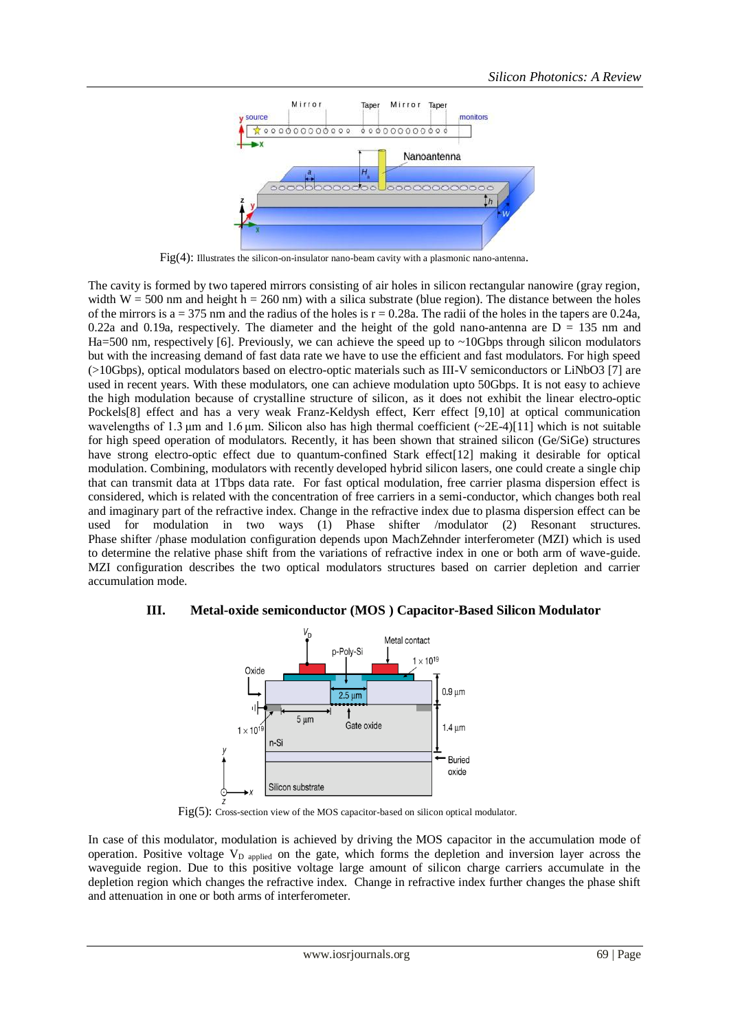Fig(4): Illustrates the silicon-on-insulator nano-beam cavity with a plasmonic nano-antenna.

The cavity is formed by two tapered mirrors consisting of air holes in silicon rectangular nanowire (gray region, width W = 500 nm and height h = 260 nm) with a silica substrate (blue region). The distance between the holes of the mirrors is a = 375 nm and the radius of the holes is r = 0.28a. The radii of the holes in the tapers are 0.24a, 0.22a and 0.19a, respectively. The diameter and the height of the gold nano-antenna are D = 135 nm and Ha=500 nm, respectively [6]. Previously, we can achieve the speed up to ~10Gbps through silicon modulators but with the increasing demand of fast data rate we have to use the efficient and fast modulators. For high speed (>10Gbps), optical modulators based on electro-optic materials such as III-V semiconductors or LiNbO3 [7] are used in recent years. With these modulators, one can achieve modulation upto 50Gbps. It is not easy to achieve the high modulation because of crystalline structure of silicon, as it does not exhibit the linear electro-optic Pockels[8] effect and has a very weak Franz-Keldysh effect, Kerr effect [9,10] at optical communication wavelengths of 1.3 µm and 1.6 µm. Silicon also has high thermal coefficient (~2E-4)[11] which is not suitable for high speed operation of modulators. Recently, it has been shown that strained silicon (Ge/SiGe) structures have strong electro-optic effect due to quantum-confined Stark effect[12] making it desirable for optical modulation. Combining, modulators with recently developed hybrid silicon lasers, one could create a single chip that can transmit data at 1Tbps data rate. For fast optical modulation, free carrier plasma dispersion effect is considered, which is related with the concentration of free carriers in a semi-conductor, which changes both real and imaginary part of the refractive index. Change in the refractive index due to plasma dispersion effect can be used for modulation in two ways (1) Phase shifter /modulator (2) Resonant structures. Phase shifter /phase modulation configuration depends upon MachZehnder interferometer (MZI) which is used to determine the relative phase shift from the variations of refractive index in one or both arm of wave-guide. MZI configuration describes the two optical modulators structures based on carrier depletion and carrier accumulation mode.

## III. Metal-oxide semiconductor (MOS ) Capacitor-Based Silicon Modulator

Fig(5): Cross-section view of the MOS capacitor-based on silicon optical modulator.

In case of this modulator, modulation is achieved by driving the MOS capacitor in the accumulation mode of operation. Positive voltage $V_{D\ applied}$ on the gate, which forms the depletion and inversion layer across the waveguide region. Due to this positive voltage large amount of silicon charge carriers accumulate in the depletion region which changes the refractive index. Change in refractive index further changes the phase shift and attenuation in one or both arms of interferometer.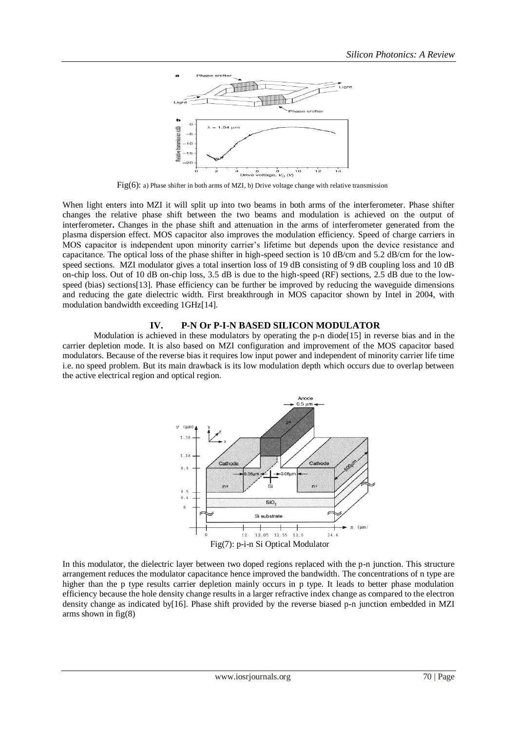Fig(6): a) Phase shifter in both arms of MZI, b) Drive voltage change with relative transmission

When light enters into MZI it will split up into two beams in both arms of the interferometer. Phase shifter changes the relative phase shift between the two beams and modulation is achieved on the output of interferometer**.** Changes in the phase shift and attenuation in the arms of interferometer generated from the plasma dispersion effect. MOS capacitor also improves the modulation efficiency. Speed of charge carriers in MOS capacitor is independent upon minority carrier's lifetime but depends upon the device resistance and capacitance. The optical loss of the phase shifter in high-speed section is 10 dB/cm and 5.2 dB/cm for the low-speed sections. MZI modulator gives a total insertion loss of 19 dB consisting of 9 dB coupling loss and 10 dB on-chip loss. Out of 10 dB on-chip loss, 3.5 dB is due to the high-speed (RF) sections, 2.5 dB due to the low-speed (bias) sections[13]. Phase efficiency can be further be improved by reducing the waveguide dimensions and reducing the gate dielectric width. First breakthrough in MOS capacitor shown by Intel in 2004, with modulation bandwidth exceeding 1GHz[14].

## IV. P-N Or P-I-N BASED SILICON MODULATOR

Modulation is achieved in these modulators by operating the p-n diode[15] in reverse bias and in the carrier depletion mode. It is also based on MZI configuration and improvement of the MOS capacitor based modulators. Because of the reverse bias it requires low input power and independent of minority carrier life time i.e. no speed problem. But its main drawback is its low modulation depth which occurs due to overlap between the active electrical region and optical region.

Fig(7): p-i-n Si Optical Modulator

In this modulator, the dielectric layer between two doped regions replaced with the p-n junction. This structure arrangement reduces the modulator capacitance hence improved the bandwidth. The concentrations of n type are higher than the p type results carrier depletion mainly occurs in p type. It leads to better phase modulation efficiency because the hole density change results in a larger refractive index change as compared to the electron density change as indicated by[16]. Phase shift provided by the reverse biased p-n junction embedded in MZI arms shown in fig(8)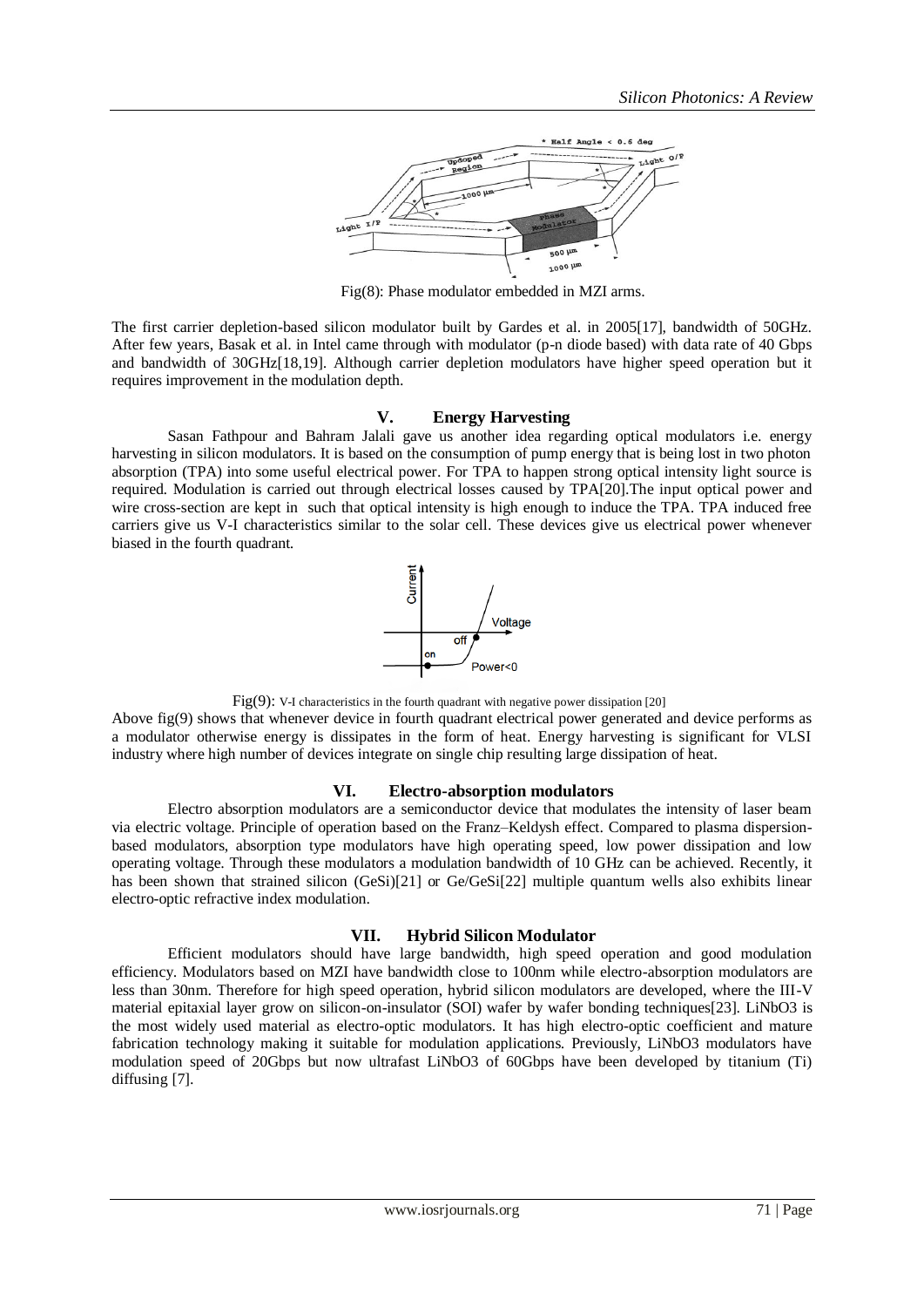Fig(8): Phase modulator embedded in MZI arms.

The first carrier depletion-based silicon modulator built by Gardes et al. in 2005[17], bandwidth of 50GHz. After few years, Basak et al. in Intel came through with modulator (p-n diode based) with data rate of 40 Gbps and bandwidth of 30GHz[18,19]. Although carrier depletion modulators have higher speed operation but it requires improvement in the modulation depth.

## V. Energy Harvesting

Sasan Fathpour and Bahram Jalali gave us another idea regarding optical modulators i.e. energy harvesting in silicon modulators. It is based on the consumption of pump energy that is being lost in two photon absorption (TPA) into some useful electrical power. For TPA to happen strong optical intensity light source is required. Modulation is carried out through electrical losses caused by TPA[20].The input optical power and wire cross-section are kept in such that optical intensity is high enough to induce the TPA. TPA induced free carriers give us V-I characteristics similar to the solar cell. These devices give us electrical power whenever biased in the fourth quadrant.

Fig(9): V-I characteristics in the fourth quadrant with negative power dissipation [20]

Above fig(9) shows that whenever device in fourth quadrant electrical power generated and device performs as a modulator otherwise energy is dissipates in the form of heat. Energy harvesting is significant for VLSI industry where high number of devices integrate on single chip resulting large dissipation of heat.

## VI. Electro-absorption modulators

Electro absorption modulators are a semiconductor device that modulates the intensity of laser beam via electric voltage. Principle of operation based on the Franz–Keldysh effect. Compared to plasma dispersion-based modulators, absorption type modulators have high operating speed, low power dissipation and low operating voltage. Through these modulators a modulation bandwidth of 10 GHz can be achieved. Recently, it has been shown that strained silicon (GeSi)[21] or Ge/GeSi[22] multiple quantum wells also exhibits linear electro-optic refractive index modulation.

## VII. Hybrid Silicon Modulator

Efficient modulators should have large bandwidth, high speed operation and good modulation efficiency. Modulators based on MZI have bandwidth close to 100nm while electro-absorption modulators are less than 30nm. Therefore for high speed operation, hybrid silicon modulators are developed, where the III-V material epitaxial layer grow on silicon-on-insulator (SOI) wafer by wafer bonding techniques[23]. $LiNbO_3$ is the most widely used material as electro-optic modulators. It has high electro-optic coefficient and mature fabrication technology making it suitable for modulation applications. Previously, $LiNbO_3$ modulators have modulation speed of 20Gbps but now ultrafast $LiNbO_3$ of 60Gbps have been developed by titanium (Ti) diffusing [7].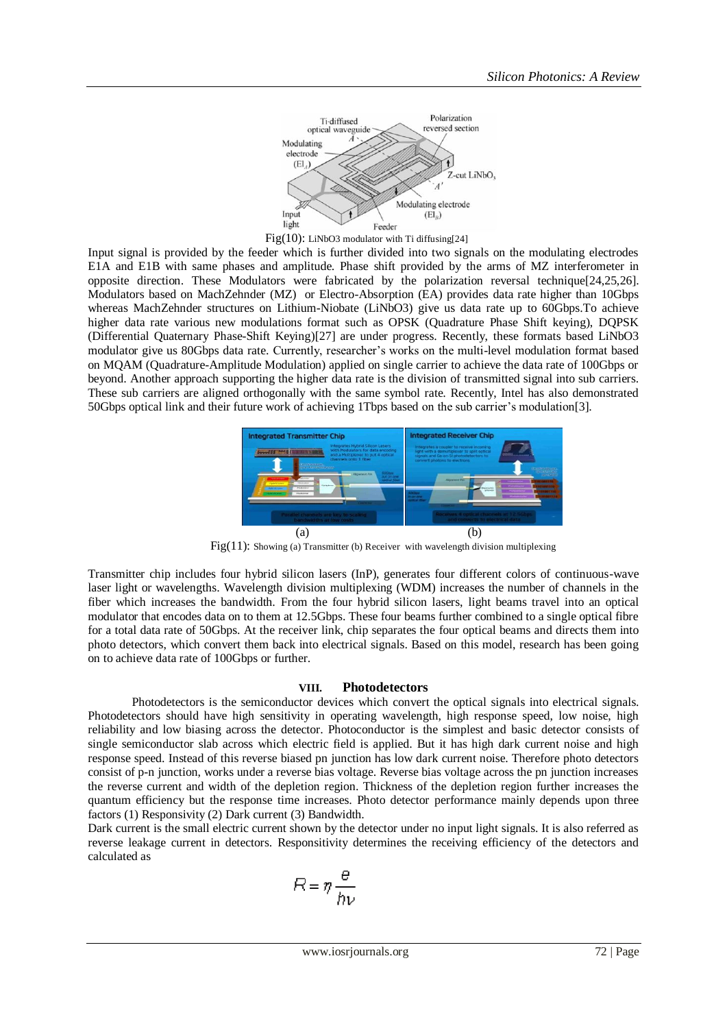Fig(10): LiNbO3 modulator with Ti diffusing[24]

Input signal is provided by the feeder which is further divided into two signals on the modulating electrodes E1A and E1B with same phases and amplitude. Phase shift provided by the arms of MZ interferometer in opposite direction. These Modulators were fabricated by the polarization reversal technique[24,25,26]. Modulators based on MachZehnder (MZ) or Electro-Absorption (EA) provides data rate higher than 10Gbps whereas MachZehnder structures on Lithium-Niobate (LiNbO3) give us data rate up to 60Gbps.To achieve higher data rate various new modulations format such as OPSK (Quadrature Phase Shift keying), DQPSK (Differential Quaternary Phase-Shift Keying)[27] are under progress. Recently, these formats based LiNbO3 modulator give us 80Gbps data rate. Currently, researcher's works on the multi-level modulation format based on MQAM (Quadrature-Amplitude Modulation) applied on single carrier to achieve the data rate of 100Gbps or beyond. Another approach supporting the higher data rate is the division of transmitted signal into sub carriers. These sub carriers are aligned orthogonally with the same symbol rate. Recently, Intel has also demonstrated 50Gbps optical link and their future work of achieving 1Tbps based on the sub carrier's modulation[3].

(a) (b)

Fig(11): Showing (a) Transmitter (b) Receiver with wavelength division multiplexing

Transmitter chip includes four hybrid silicon lasers (InP), generates four different colors of continuous-wave laser light or wavelengths. Wavelength division multiplexing (WDM) increases the number of channels in the fiber which increases the bandwidth. From the four hybrid silicon lasers, light beams travel into an optical modulator that encodes data on to them at 12.5Gbps. These four beams further combined to a single optical fibre for a total data rate of 50Gbps. At the receiver link, chip separates the four optical beams and directs them into photo detectors, which convert them back into electrical signals. Based on this model, research has been going on to achieve data rate of 100Gbps or further.

## VIII. Photodetectors

Photodetectors is the semiconductor devices which convert the optical signals into electrical signals. Photodetectors should have high sensitivity in operating wavelength, high response speed, low noise, high reliability and low biasing across the detector. Photoconductor is the simplest and basic detector consists of single semiconductor slab across which electric field is applied. But it has high dark current noise and high response speed. Instead of this reverse biased pn junction has low dark current noise. Therefore photo detectors consist of p-n junction, works under a reverse bias voltage. Reverse bias voltage across the pn junction increases the reverse current and width of the depletion region. Thickness of the depletion region further increases the quantum efficiency but the response time increases. Photo detector performance mainly depends upon three factors (1) Responsivity (2) Dark current (3) Bandwidth.

Dark current is the small electric current shown by the detector under no input light signals. It is also referred as reverse leakage current in detectors. Responsivity determines the receiving efficiency of the detectors and calculated as

$$R = \eta \frac{e}{h\nu}$$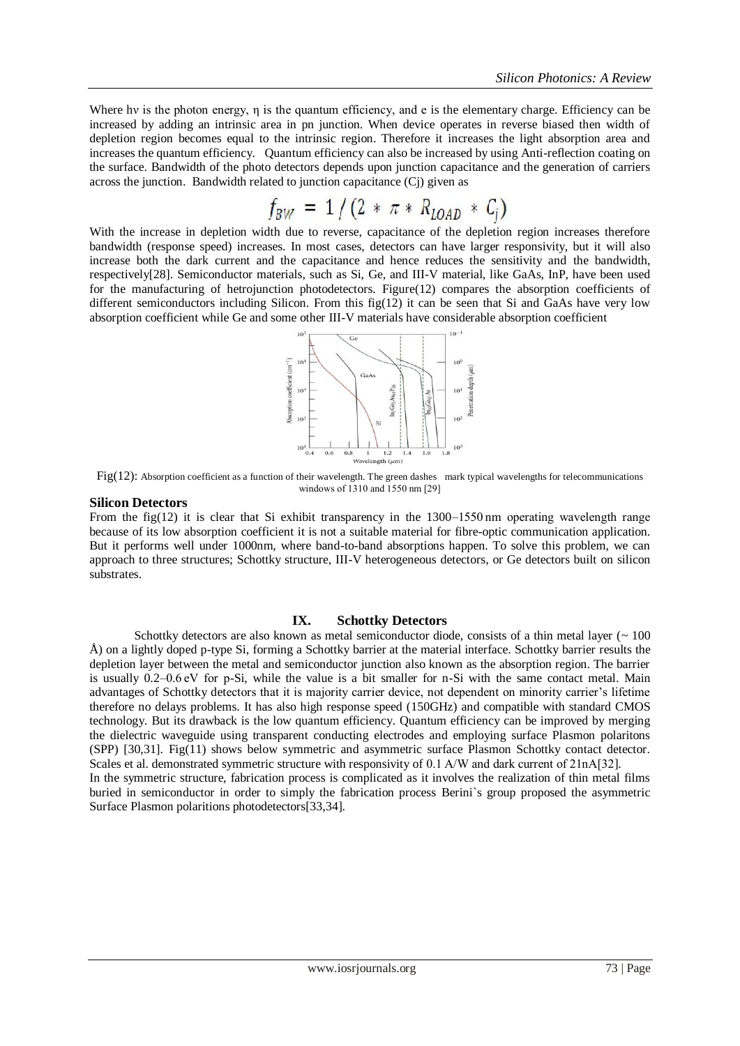Where hν is the photon energy, η is the quantum efficiency, and e is the elementary charge. Efficiency can be increased by adding an intrinsic area in pn junction. When device operates in reverse biased then width of depletion region becomes equal to the intrinsic region. Therefore it increases the light absorption area and increases the quantum efficiency. Quantum efficiency can also be increased by using Anti-reflection coating on the surface. Bandwidth of the photo detectors depends upon junction capacitance and the generation of carriers across the junction. Bandwidth related to junction capacitance (Cj) given as

$$f_{BW} = 1 / (2 * \pi * R_{LOAD} * C_j)$$

With the increase in depletion width due to reverse, capacitance of the depletion region increases therefore bandwidth (response speed) increases. In most cases, detectors can have larger responsivity, but it will also increase both the dark current and the capacitance and hence reduces the sensitivity and the bandwidth, respectively[28]. Semiconductor materials, such as Si, Ge, and III-V material, like GaAs, InP, have been used for the manufacturing of hetrojunction photodetectors. Figure(12) compares the absorption coefficients of different semiconductors including Silicon. From this fig(12) it can be seen that Si and GaAs have very low absorption coefficient while Ge and some other III-V materials have considerable absorption coefficient

Fig(12): Absorption coefficient as a function of their wavelength. The green dashes mark typical wavelengths for telecommunications windows of 1310 and 1550 nm [29]

**Silicon Detectors**

From the fig(12) it is clear that Si exhibit transparency in the 1300–1550 nm operating wavelength range because of its low absorption coefficient it is not a suitable material for fibre-optic communication application. But it performs well under 1000nm, where band-to-band absorptions happen. To solve this problem, we can approach to three structures; Schottky structure, III-V heterogeneous detectors, or Ge detectors built on silicon substrates.

## IX. Schottky Detectors

Schottky detectors are also known as metal semiconductor diode, consists of a thin metal layer (~ 100 Å) on a lightly doped p-type Si, forming a Schottky barrier at the material interface. Schottky barrier results the depletion layer between the metal and semiconductor junction also known as the absorption region. The barrier is usually 0.2–0.6 eV for p-Si, while the value is a bit smaller for n-Si with the same contact metal. Main advantages of Schottky detectors that it is majority carrier device, not dependent on minority carrier's lifetime therefore no delays problems. It has also high response speed (150GHz) and compatible with standard CMOS technology. But its drawback is the low quantum efficiency. Quantum efficiency can be improved by merging the dielectric waveguide using transparent conducting electrodes and employing surface Plasmon polaritons (SPP) [30,31]. Fig(11) shows below symmetric and asymmetric surface Plasmon Schottky contact detector. Scales et al. demonstrated symmetric structure with responsivity of 0.1 A/W and dark current of 21nA[32].

In the symmetric structure, fabrication process is complicated as it involves the realization of thin metal films buried in semiconductor in order to simply the fabrication process Berini`s group proposed the asymmetric Surface Plasmon polaritions photodetectors[33,34].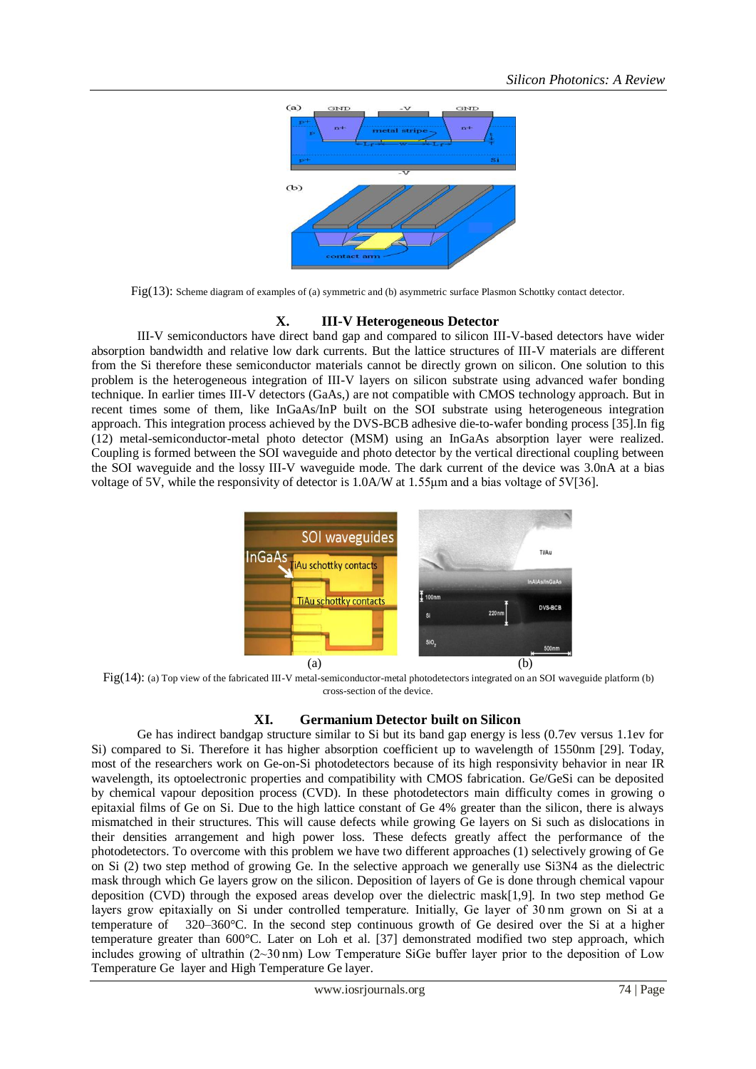Fig(13): Scheme diagram of examples of (a) symmetric and (b) asymmetric surface Plasmon Schottky contact detector.

## X. III-V Heterogeneous Detector

III-V semiconductors have direct band gap and compared to silicon III-V-based detectors have wider absorption bandwidth and relative low dark currents. But the lattice structures of III-V materials are different from the Si therefore these semiconductor materials cannot be directly grown on silicon. One solution to this problem is the heterogeneous integration of III-V layers on silicon substrate using advanced wafer bonding technique. In earlier times III-V detectors (GaAs,) are not compatible with CMOS technology approach. But in recent times some of them, like InGaAs/InP built on the SOI substrate using heterogeneous integration approach. This integration process achieved by the DVS-BCB adhesive die-to-wafer bonding process [35].In fig (12) metal-semiconductor-metal photo detector (MSM) using an InGaAs absorption layer were realized. Coupling is formed between the SOI waveguide and photo detector by the vertical directional coupling between the SOI waveguide and the lossy III-V waveguide mode. The dark current of the device was 3.0nA at a bias voltage of 5V, while the responsivity of detector is 1.0A/W at 1.55μm and a bias voltage of 5V[36].

Fig(14): (a) Top view of the fabricated III-V metal-semiconductor-metal photodetectors integrated on an SOI waveguide platform (b) cross-section of the device.

## XI. Germanium Detector built on Silicon

Ge has indirect bandgap structure similar to Si but its band gap energy is less (0.7ev versus 1.1ev for Si) compared to Si. Therefore it has higher absorption coefficient up to wavelength of 1550nm [29]. Today, most of the researchers work on Ge-on-Si photodetectors because of its high responsivity behavior in near IR wavelength, its optoelectronic properties and compatibility with CMOS fabrication. Ge/GeSi can be deposited by chemical vapour deposition process (CVD). In these photodetectors main difficulty comes in growing o epitaxial films of Ge on Si. Due to the high lattice constant of Ge 4% greater than the silicon, there is always mismatched in their structures. This will cause defects while growing Ge layers on Si such as dislocations in their densities arrangement and high power loss. These defects greatly affect the performance of the photodetectors. To overcome with this problem we have two different approaches (1) selectively growing of Ge on Si (2) two step method of growing Ge. In the selective approach we generally use $Si_3N_4$ as the dielectric mask through which Ge layers grow on the silicon. Deposition of layers of Ge is done through chemical vapour deposition (CVD) through the exposed areas develop over the dielectric mask[1,9]. In two step method Ge layers grow epitaxially on Si under controlled temperature. Initially, Ge layer of 30 nm grown on Si at a temperature of 320–360°C. In the second step continuous growth of Ge desired over the Si at a higher temperature greater than 600°C. Later on Loh et al. [37] demonstrated modified two step approach, which includes growing of ultrathin (2~30 nm) Low Temperature SiGe buffer layer prior to the deposition of Low Temperature Ge layer and High Temperature Ge layer.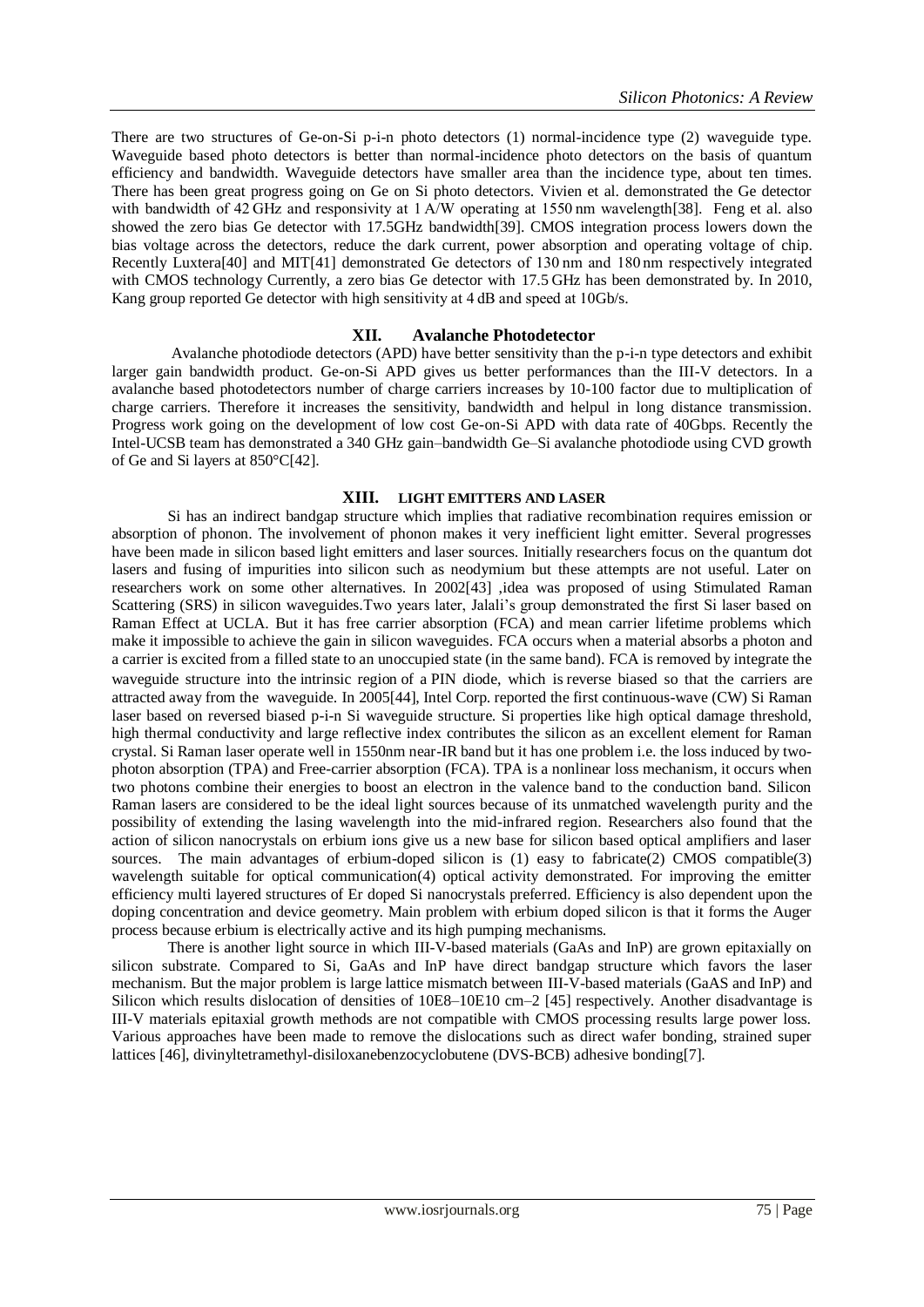There are two structures of Ge-on-Si p-i-n photo detectors (1) normal-incidence type (2) waveguide type. Waveguide based photo detectors is better than normal-incidence photo detectors on the basis of quantum efficiency and bandwidth. Waveguide detectors have smaller area than the incidence type, about ten times. There has been great progress going on Ge on Si photo detectors. Vivien et al. demonstrated the Ge detector with bandwidth of 42 GHz and responsivity at 1 A/W operating at 1550 nm wavelength[38]. Feng et al. also showed the zero bias Ge detector with 17.5GHz bandwidth[39]. CMOS integration process lowers down the bias voltage across the detectors, reduce the dark current, power absorption and operating voltage of chip. Recently Luxtera[40] and MIT[41] demonstrated Ge detectors of 130 nm and 180 nm respectively integrated with CMOS technology Currently, a zero bias Ge detector with 17.5 GHz has been demonstrated by. In 2010, Kang group reported Ge detector with high sensitivity at 4 dB and speed at 10Gb/s.

## XII. Avalanche Photodetector

Avalanche photodiode detectors (APD) have better sensitivity than the p-i-n type detectors and exhibit larger gain bandwidth product. Ge-on-Si APD gives us better performances than the III-V detectors. In a avalanche based photodetectors number of charge carriers increases by 10-100 factor due to multiplication of charge carriers. Therefore it increases the sensitivity, bandwidth and helpul in long distance transmission. Progress work going on the development of low cost Ge-on-Si APD with data rate of 40Gbps. Recently the Intel-UCSB team has demonstrated a 340 GHz gain–bandwidth Ge–Si avalanche photodiode using CVD growth of Ge and Si layers at 850°C[42].

## XIII. LIGHT EMITTERS AND LASER

Si has an indirect bandgap structure which implies that radiative recombination requires emission or absorption of phonon. The involvement of phonon makes it very inefficient light emitter. Several progresses have been made in silicon based light emitters and laser sources. Initially researchers focus on the quantum dot lasers and fusing of impurities into silicon such as neodymium but these attempts are not useful. Later on researchers work on some other alternatives. In 2002[43] ,idea was proposed of using Stimulated Raman Scattering (SRS) in silicon waveguides.Two years later, Jalali's group demonstrated the first Si laser based on Raman Effect at UCLA. But it has free carrier absorption (FCA) and mean carrier lifetime problems which make it impossible to achieve the gain in silicon waveguides. FCA occurs when a material absorbs a photon and a carrier is excited from a filled state to an unoccupied state (in the same band). FCA is removed by integrate the waveguide structure into the intrinsic region of a PIN diode, which is reverse biased so that the carriers are attracted away from the waveguide. In 2005[44], Intel Corp. reported the first continuous-wave (CW) Si Raman laser based on reversed biased p-i-n Si waveguide structure. Si properties like high optical damage threshold, high thermal conductivity and large reflective index contributes the silicon as an excellent element for Raman crystal. Si Raman laser operate well in 1550nm near-IR band but it has one problem i.e. the loss induced by two-photon absorption (TPA) and Free-carrier absorption (FCA). TPA is a nonlinear loss mechanism, it occurs when two photons combine their energies to boost an electron in the valence band to the conduction band. Silicon Raman lasers are considered to be the ideal light sources because of its unmatched wavelength purity and the possibility of extending the lasing wavelength into the mid-infrared region. Researchers also found that the action of silicon nanocrystals on erbium ions give us a new base for silicon based optical amplifiers and laser sources. The main advantages of erbium-doped silicon is (1) easy to fabricate(2) CMOS compatible(3) wavelength suitable for optical communication(4) optical activity demonstrated. For improving the emitter efficiency multi layered structures of Er doped Si nanocrystals preferred. Efficiency is also dependent upon the doping concentration and device geometry. Main problem with erbium doped silicon is that it forms the Auger process because erbium is electrically active and its high pumping mechanisms.

There is another light source in which III-V-based materials (GaAs and InP) are grown epitaxially on silicon substrate. Compared to Si, GaAs and InP have direct bandgap structure which favors the laser mechanism. But the major problem is large lattice mismatch between III-V-based materials (GaAS and InP) and Silicon which results dislocation of densities of 10E8–10E10 cm–2 [45] respectively. Another disadvantage is III-V materials epitaxial growth methods are not compatible with CMOS processing results large power loss. Various approaches have been made to remove the dislocations such as direct wafer bonding, strained super lattices [46], divinyltetramethyl-disiloxanebenzocyclobutene (DVS-BCB) adhesive bonding[7].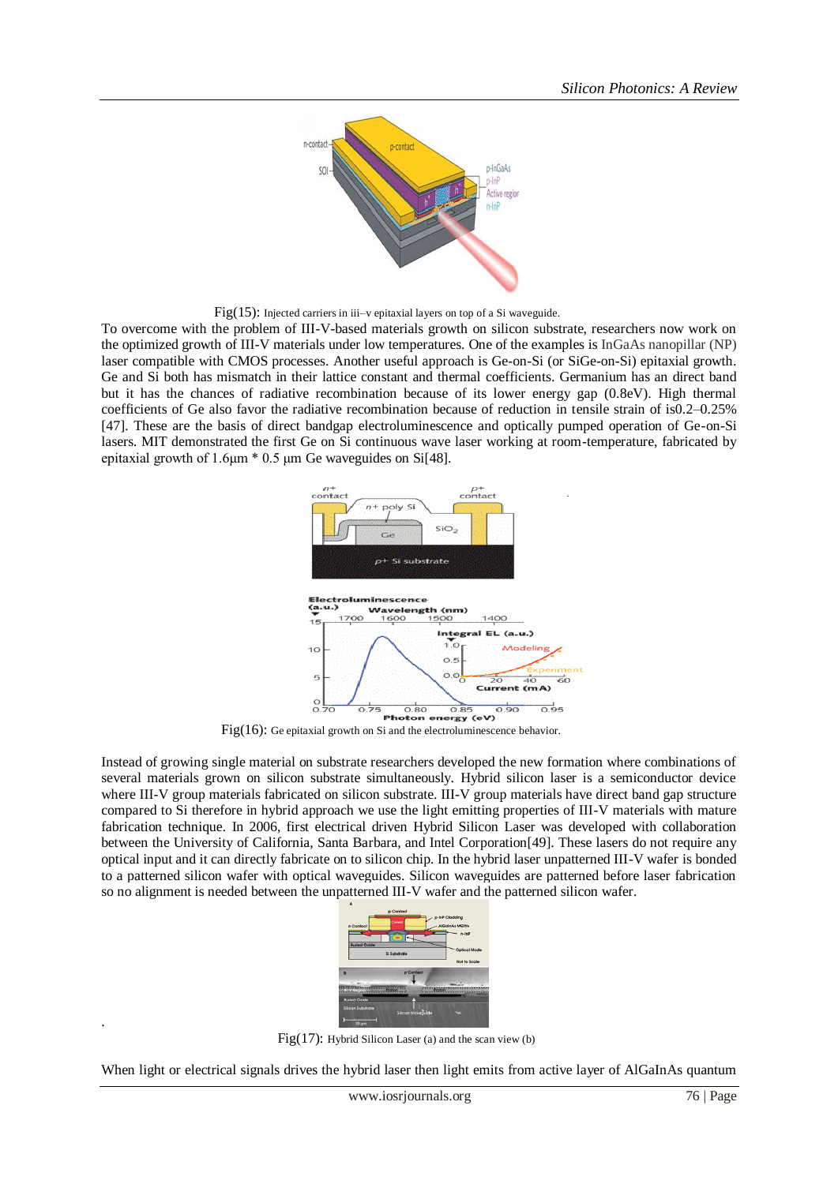Fig(15): Injected carriers in iii–v epitaxial layers on top of a Si waveguide.

To overcome with the problem of III-V-based materials growth on silicon substrate, researchers now work on the optimized growth of III-V materials under low temperatures. One of the examples is InGaAs nanopillar (NP) laser compatible with CMOS processes. Another useful approach is Ge-on-Si (or SiGe-on-Si) epitaxial growth. Ge and Si both has mismatch in their lattice constant and thermal coefficients. Germanium has an direct band but it has the chances of radiative recombination because of its lower energy gap (0.8eV). High thermal coefficients of Ge also favor the radiative recombination because of reduction in tensile strain of is0.2–0.25% [47]. These are the basis of direct bandgap electroluminescence and optically pumped operation of Ge-on-Si lasers. MIT demonstrated the first Ge on Si continuous wave laser working at room-temperature, fabricated by epitaxial growth of 1.6μm * 0.5 μm Ge waveguides on Si[48].

Fig(16): Ge epitaxial growth on Si and the electroluminescence behavior.

Instead of growing single material on substrate researchers developed the new formation where combinations of several materials grown on silicon substrate simultaneously. Hybrid silicon laser is a semiconductor device where III-V group materials fabricated on silicon substrate. III-V group materials have direct band gap structure compared to Si therefore in hybrid approach we use the light emitting properties of III-V materials with mature fabrication technique. In 2006, first electrical driven Hybrid Silicon Laser was developed with collaboration between the University of California, Santa Barbara, and Intel Corporation[49]. These lasers do not require any optical input and it can directly fabricate on to silicon chip. In the hybrid laser unpatterned III-V wafer is bonded to a patterned silicon wafer with optical waveguides. Silicon waveguides are patterned before laser fabrication so no alignment is needed between the unpatterned III-V wafer and the patterned silicon wafer.

Fig(17): Hybrid Silicon Laser (a) and the scan view (b)

When light or electrical signals drives the hybrid laser then light emits from active layer of AlGaInAs quantum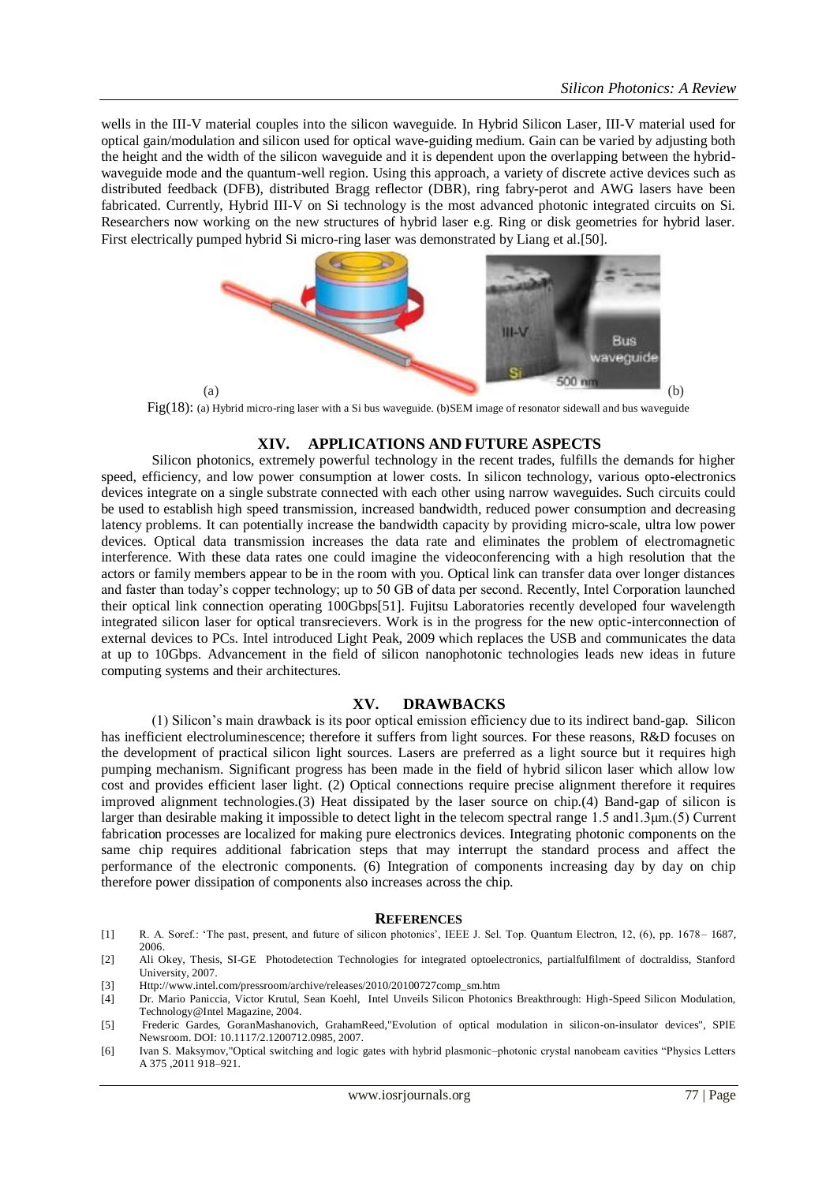wells in the III-V material couples into the silicon waveguide. In Hybrid Silicon Laser, III-V material used for optical gain/modulation and silicon used for optical wave-guiding medium. Gain can be varied by adjusting both the height and the width of the silicon waveguide and it is dependent upon the overlapping between the hybrid-waveguide mode and the quantum-well region. Using this approach, a variety of discrete active devices such as distributed feedback (DFB), distributed Bragg reflector (DBR), ring fabry-perot and AWG lasers have been fabricated. Currently, Hybrid III-V on Si technology is the most advanced photonic integrated circuits on Si. Researchers now working on the new structures of hybrid laser e.g. Ring or disk geometries for hybrid laser. First electrically pumped hybrid Si micro-ring laser was demonstrated by Liang et al.[50].

(a) (b)

Fig(18): (a) Hybrid micro-ring laser with a Si bus waveguide. (b)SEM image of resonator sidewall and bus waveguide

## XIV. APPLICATIONS AND FUTURE ASPECTS

Silicon photonics, extremely powerful technology in the recent trades, fulfills the demands for higher speed, efficiency, and low power consumption at lower costs. In silicon technology, various opto-electronics devices integrate on a single substrate connected with each other using narrow waveguides. Such circuits could be used to establish high speed transmission, increased bandwidth, reduced power consumption and decreasing latency problems. It can potentially increase the bandwidth capacity by providing micro-scale, ultra low power devices. Optical data transmission increases the data rate and eliminates the problem of electromagnetic interference. With these data rates one could imagine the videoconferencing with a high resolution that the actors or family members appear to be in the room with you. Optical link can transfer data over longer distances and faster than today's copper technology; up to 50 GB of data per second. Recently, Intel Corporation launched their optical link connection operating 100Gbps[51]. Fujitsu Laboratories recently developed four wavelength integrated silicon laser for optical transrecievers. Work is in the progress for the new optic-interconnection of external devices to PCs. Intel introduced Light Peak, 2009 which replaces the USB and communicates the data at up to 10Gbps. Advancement in the field of silicon nanophotonic technologies leads new ideas in future computing systems and their architectures.

## XV. DRAWBACKS

(1) Silicon's main drawback is its poor optical emission efficiency due to its indirect band-gap. Silicon has inefficient electroluminescence; therefore it suffers from light sources. For these reasons, R&D focuses on the development of practical silicon light sources. Lasers are preferred as a light source but it requires high pumping mechanism. Significant progress has been made in the field of hybrid silicon laser which allow low cost and provides efficient laser light. (2) Optical connections require precise alignment therefore it requires improved alignment technologies.(3) Heat dissipated by the laser source on chip.(4) Band-gap of silicon is larger than desirable making it impossible to detect light in the telecom spectral range 1.5 and1.3µm.(5) Current fabrication processes are localized for making pure electronics devices. Integrating photonic components on the same chip requires additional fabrication steps that may interrupt the standard process and affect the performance of the electronic components. (6) Integration of components increasing day by day on chip therefore power dissipation of components also increases across the chip.

## REFERENCES

[1] R. A. Soref.: 'The past, present, and future of silicon photonics', IEEE J. Sel. Top. Quantum Electron, 12, (6), pp. 1678– 1687, 2006.

[2] Ali Okey, Thesis, SI-GE Photodetection Technologies for integrated optoelectronics, partialfulfilment of doctraldiss, Stanford University, 2007.

[3] Http://www.intel.com/pressroom/archive/releases/2010/20100727comp_sm.htm

[4] Dr. Mario Paniccia, Victor Krutul, Sean Koehl, Intel Unveils Silicon Photonics Breakthrough: High-Speed Silicon Modulation, Technology@Intel Magazine, 2004.

[5] Frederic Gardes, GoranMashanovich, GrahamReed,"Evolution of optical modulation in silicon-on-insulator devices", SPIE Newsroom. DOI: 10.1117/2.1200712.0985, 2007.

[6] Ivan S. Maksymov,"Optical switching and logic gates with hybrid plasmonic–photonic crystal nanobeam cavities "Physics Letters A 375 ,2011 918–921.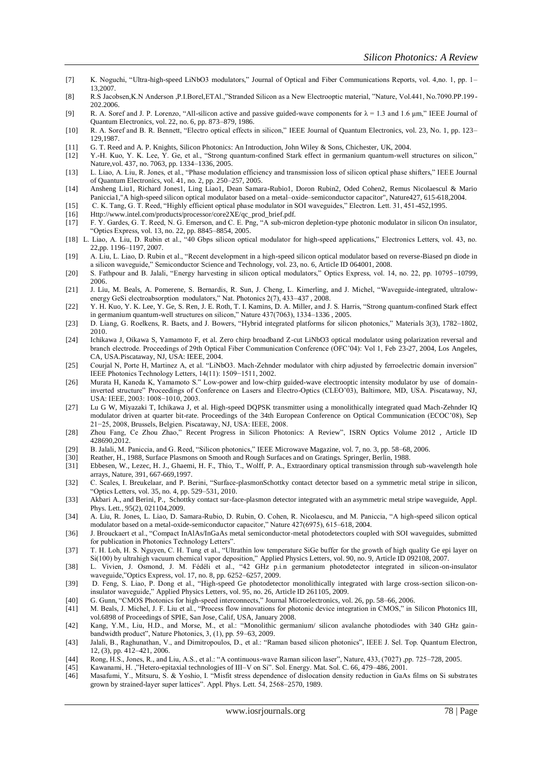[7] K. Noguchi, "Ultra-high-speed LiNbO3 modulators," Journal of Optical and Fiber Communications Reports, vol. 4,no. 1, pp. 1–13,2007.

[8] R.S Jacobsen,K.N Anderson ,P.I.Borel,ETAl.,"Stranded Silicon as a New Electrooptic material, "Nature, Vol.441, No.7090.PP.199-202.2006.

[9] R. A. Soref and J. P. Lorenzo, "All-silicon active and passive guided-wave components for λ = 1.3 and 1.6 μm," IEEE Journal of Quantum Electronics, vol. 22, no. 6, pp. 873–879, 1986.

[10] R. A. Soref and B. R. Bennett, "Electro optical effects in silicon," IEEE Journal of Quantum Electronics, vol. 23, No. 1, pp. 123–129,1987.

[11] G. T. Reed and A. P. Knights, Silicon Photonics: An Introduction, John Wiley & Sons, Chichester, UK, 2004.

[12] Y.-H. Kuo, Y. K. Lee, Y. Ge, et al., "Strong quantum-confined Stark effect in germanium quantum-well structures on silicon," Nature,vol. 437, no. 7063, pp. 1334–1336, 2005.

[13] L. Liao, A. Liu, R. Jones, et al., "Phase modulation efficiency and transmission loss of silicon optical phase shifters," IEEE Journal of Quantum Electronics, vol. 41, no. 2, pp. 250–257, 2005.

[14] Ansheng Liu1, Richard Jones1, Ling Liao1, Dean Samara-Rubio1, Doron Rubin2, Oded Cohen2, Remus Nicolaescul & Mario Paniccia1,"A high-speed silicon optical modulator based on a metal–oxide–semiconductor capacitor", Nature427, 615-618,2004.

[15] C. K. Tang, G. T. Reed, "Highly efficient optical phase modulator in SOI waveguides," Electron. Lett. 31, 451-452,1995.

[16] Http://www.intel.com/products/processor/core2XE/qc_prod_brief.pdf.

[17] F. Y. Gardes, G. T. Reed, N. G. Emerson, and C. E. Png, "A sub-micron depletion-type photonic modulator in silicon On insulator, "Optics Express, vol. 13, no. 22, pp. 8845–8854, 2005.

[18] L. Liao, A. Liu, D. Rubin et al., "40 Gbps silicon optical modulator for high-speed applications," Electronics Letters, vol. 43, no. 22,pp. 1196–1197, 2007.

[19] A. Liu, L. Liao, D. Rubin et al., "Recent development in a high-speed silicon optical modulator based on reverse-Biased pn diode in a silicon waveguide," Semiconductor Science and Technology, vol. 23, no. 6, Article ID 064001, 2008.

[20] S. Fathpour and B. Jalali, "Energy harvesting in silicon optical modulators," Optics Express, vol. 14, no. 22, pp. 10795–10799, 2006.

[21] J. Liu, M. Beals, A. Pomerene, S. Bernardis, R. Sun, J. Cheng, L. Kimerling, and J. Michel, "Waveguide-integrated, ultralow-energy GeSi electroabsorption modulators," Nat. Photonics 2(7), 433–437 , 2008.

[22] Y. H. Kuo, Y. K. Lee, Y. Ge, S. Ren, J. E. Roth, T. I. Kamins, D. A. Miller, and J. S. Harris, "Strong quantum-confined Stark effect in germanium quantum-well structures on silicon," Nature 437(7063), 1334–1336 , 2005.

[23] D. Liang, G. Roelkens, R. Baets, and J. Bowers, "Hybrid integrated platforms for silicon photonics," Materials 3(3), 1782–1802, 2010.

[24] Ichikawa J, Oikawa S, Yamamoto F, et al. Zero chirp broadband Z-cut LiNbO3 optical modulator using polarization reversal and branch electrode. Proceedings of 29th Optical Fiber Communication Conference (OFC'04): Vol 1, Feb 23-27, 2004, Los Angeles, CA, USA.Piscataway, NJ, USA: IEEE, 2004.

[25] Courjal N, Porte H, Martinez A, et al. "LiNbO3. Mach-Zehnder modulator with chirp adjusted by ferroelectric domain inversion" IEEE Photonics Technology Letters, 14(11): 1509−1511, 2002.

[26] Murata H, Kaneda K, Yamamoto S." Low-power and low-chirp guided-wave electrooptic intensity modulator by use of domain-inverted structure" Proceedings of Conference on Lasers and Electro-Optics (CLEO'03), Baltimore, MD, USA. Piscataway, NJ, USA: IEEE, 2003: 1008−1010, 2003.

[27] Lu G W, Miyazaki T, Ichikawa J, et al. High-speed DQPSK transmitter using a monolithically integrated quad Mach-Zehnder IQ modulator driven at quarter bit-rate. Proceedings of the 34th European Conference on Optical Communication (ECOC'08), Sep 21−25, 2008, Brussels, Belgien. Piscataway, NJ, USA: IEEE, 2008.

[28] Zhou Fang, Ce Zhou Zhao," Recent Progress in Silicon Photonics: A Review", ISRN Optics Volume 2012 , Article ID 428690,2012.

[29] B. Jalali, M. Paniccia, and G. Reed, "Silicon photonics," IEEE Microwave Magazine, vol. 7, no. 3, pp. 58–68, 2006.

[30] Reather, H., 1988, Surface Plasmons on Smooth and Rough Surfaces and on Gratings. Springer, Berlin, 1988.

[31] Ebbesen, W., Lezec, H. J., Ghaemi, H. F., Thio, T., Wolff, P. A., Extraordinary optical transmission through sub-wavelength hole arrays, Nature, 391, 667-669,1997.

[32] C. Scales, I. Breukelaar, and P. Berini, "Surface-plasmonSchottky contact detector based on a symmetric metal stripe in silicon, "Optics Letters, vol. 35, no. 4, pp. 529–531, 2010.

[33] Akbari A., and Berini, P., Schottky contact sur-face-plasmon detector integrated with an asymmetric metal stripe waveguide, Appl. Phys. Lett., 95(2), 021104,2009.

[34] A. Liu, R. Jones, L. Liao, D. Samara-Rubio, D. Rubin, O. Cohen, R. Nicolaescu, and M. Paniccia, "A high-speed silicon optical modulator based on a metal-oxide-semiconductor capacitor," Nature 427(6975), 615–618, 2004.

[36] J. Brouckaert et al., "Compact InAlAs/InGaAs metal semiconductor-metal photodetectors coupled with SOI waveguides, submitted for publication in Photonics Technology Letters".

[37] T. H. Loh, H. S. Nguyen, C. H. Tung et al., "Ultrathin low temperature SiGe buffer for the growth of high quality Ge epi layer on Si(100) by ultrahigh vacuum chemical vapor deposition," Applied Physics Letters, vol. 90, no. 9, Article ID 092108, 2007.

[38] L. Vivien, J. Osmond, J. M. Fédéli et al., "42 GHz p.i.n germanium photodetector integrated in silicon-on-insulator waveguide,"Optics Express, vol. 17, no. 8, pp. 6252–6257, 2009.

[39] D. Feng, S. Liao, P. Dong et al., "High-speed Ge photodetector monolithically integrated with large cross-section silicon-on-insulator waveguide," Applied Physics Letters, vol. 95, no. 26, Article ID 261105, 2009.

[40] G. Gunn, "CMOS Photonics for high-speed interconnects," Journal Microelectronics, vol. 26, pp. 58–66, 2006.

[41] M. Beals, J. Michel, J. F. Liu et al., "Process flow innovations for photonic device integration in CMOS," in Silicon Photonics III, vol.6898 of Proceedings of SPIE, San Jose, Calif, USA, January 2008.

[42] Kang, Y.M., Liu, H.D., and Morse, M., et al.: "Monolithic germanium/ silicon avalanche photodiodes with 340 GHz gain-bandwidth product", Nature Photonics, 3, (1), pp. 59–63, 2009.

[43] Jalali, B., Raghunathan, V., and Dimitropoulos, D., et al.: "Raman based silicon photonics", IEEE J. Sel. Top. Quantum Electron, 12, (3), pp. 412–421, 2006.

[44] Rong, H.S., Jones, R., and Liu, A.S., et al.: "A continuous-wave Raman silicon laser", Nature, 433, (7027) ,pp. 725–728, 2005.

[45] Kawanami, H. ,"Hetero-epitaxial technologies of III–V on Si". Sol. Energy. Mat. Sol. C. 66, 479–486, 2001.

[46] Masafumi, Y., Mitsuru, S. & Yoshio, I. "Misfit stress dependence of dislocation density reduction in GaAs films on Si substrates grown by strained-layer super lattices". Appl. Phys. Lett. 54, 2568–2570, 1989.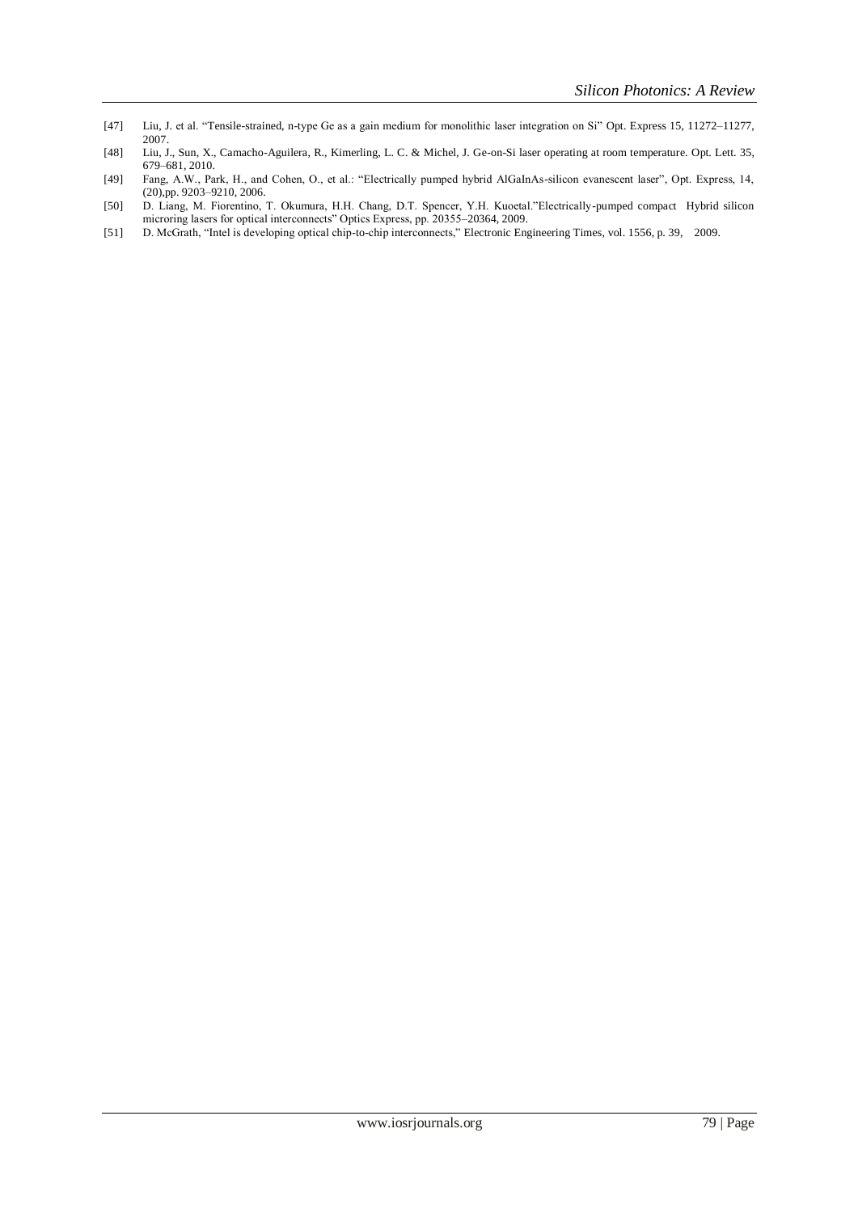[47] Liu, J. et al. "Tensile-strained, n-type Ge as a gain medium for monolithic laser integration on Si" Opt. Express 15, 11272–11277, 2007.

[48] Liu, J., Sun, X., Camacho-Aguilera, R., Kimerling, L. C. & Michel, J. Ge-on-Si laser operating at room temperature. Opt. Lett. 35, 679–681, 2010.

[49] Fang, A.W., Park, H., and Cohen, O., et al.: "Electrically pumped hybrid AlGaInAs-silicon evanescent laser", Opt. Express, 14, (20),pp. 9203–9210, 2006.

[50] D. Liang, M. Fiorentino, T. Okumura, H.H. Chang, D.T. Spencer, Y.H. Kuoetal."Electrically-pumped compact Hybrid silicon microring lasers for optical interconnects" Optics Express, pp. 20355–20364, 2009.

[51] D. McGrath, "Intel is developing optical chip-to-chip interconnects," Electronic Engineering Times, vol. 1556, p. 39, 2009.